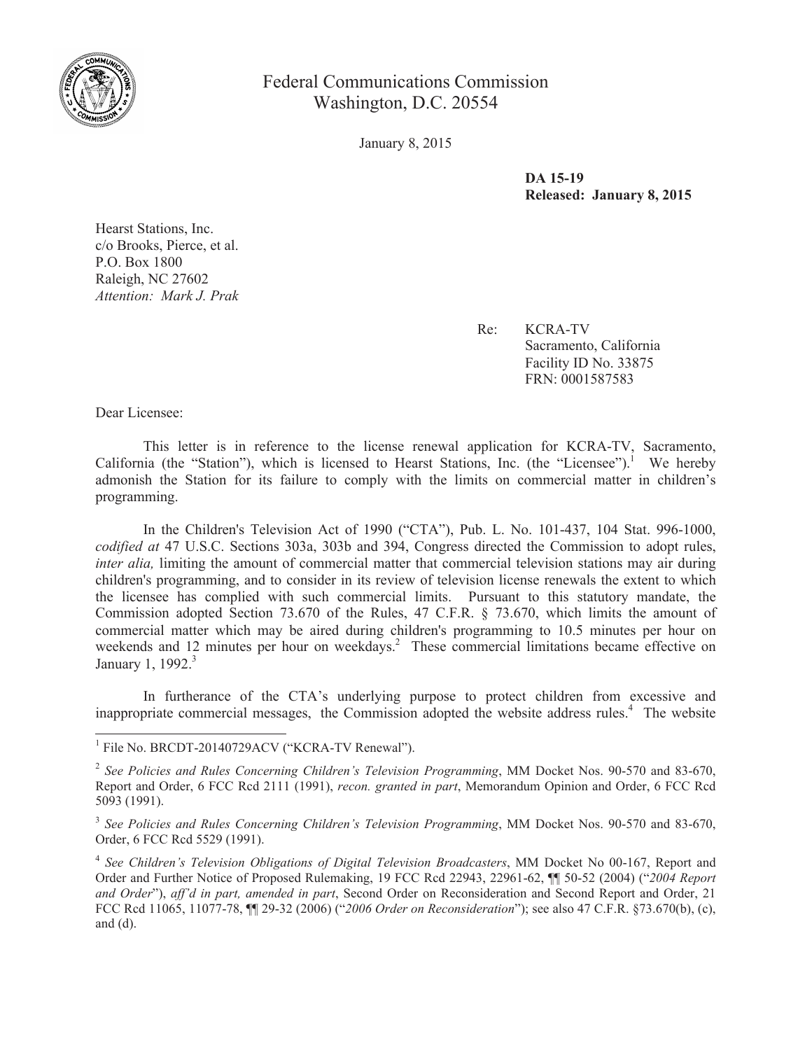Federal Communications Commission
Washington, D.C. 20554

January 8, 2015

**DA 15-19**
**Released: January 8, 2015**

Hearst Stations, Inc.
c/o Brooks, Pierce, et al.
P.O. Box 1800
Raleigh, NC 27602
*Attention: Mark J. Prak*

Re: KCRA-TV
Sacramento, California
Facility ID No. 33875
FRN: 0001587583

Dear Licensee:

This letter is in reference to the license renewal application for KCRA-TV, Sacramento, California (the "Station"), which is licensed to Hearst Stations, Inc. (the "Licensee").[1] We hereby admonish the Station for its failure to comply with the limits on commercial matter in children's programming.

In the Children's Television Act of 1990 ("CTA"), Pub. L. No. 101-437, 104 Stat. 996-1000, *codified at* 47 U.S.C. Sections 303a, 303b and 394, Congress directed the Commission to adopt rules, *inter alia,* limiting the amount of commercial matter that commercial television stations may air during children's programming, and to consider in its review of television license renewals the extent to which the licensee has complied with such commercial limits. Pursuant to this statutory mandate, the Commission adopted Section 73.670 of the Rules, 47 C.F.R. § 73.670, which limits the amount of commercial matter which may be aired during children's programming to 10.5 minutes per hour on weekends and 12 minutes per hour on weekdays.[2] These commercial limitations became effective on January 1, 1992.[3]

In furtherance of the CTA's underlying purpose to protect children from excessive and inappropriate commercial messages, the Commission adopted the website address rules.[4] The website

[1] File No. BRCDT-20140729ACV ("KCRA-TV Renewal").

[2] *See Policies and Rules Concerning Children's Television Programming*, MM Docket Nos. 90-570 and 83-670, Report and Order, 6 FCC Rcd 2111 (1991), *recon. granted in part*, Memorandum Opinion and Order, 6 FCC Rcd 5093 (1991).

[3] *See Policies and Rules Concerning Children's Television Programming*, MM Docket Nos. 90-570 and 83-670, Order, 6 FCC Rcd 5529 (1991).

[4] *See Children's Television Obligations of Digital Television Broadcasters*, MM Docket No 00-167, Report and Order and Further Notice of Proposed Rulemaking, 19 FCC Rcd 22943, 22961-62, ¶¶ 50-52 (2004) ("*2004 Report and Order*"), *aff'd in part, amended in part*, Second Order on Reconsideration and Second Report and Order, 21 FCC Rcd 11065, 11077-78, ¶¶ 29-32 (2006) ("*2006 Order on Reconsideration*"); see also 47 C.F.R. §73.670(b), (c), and (d).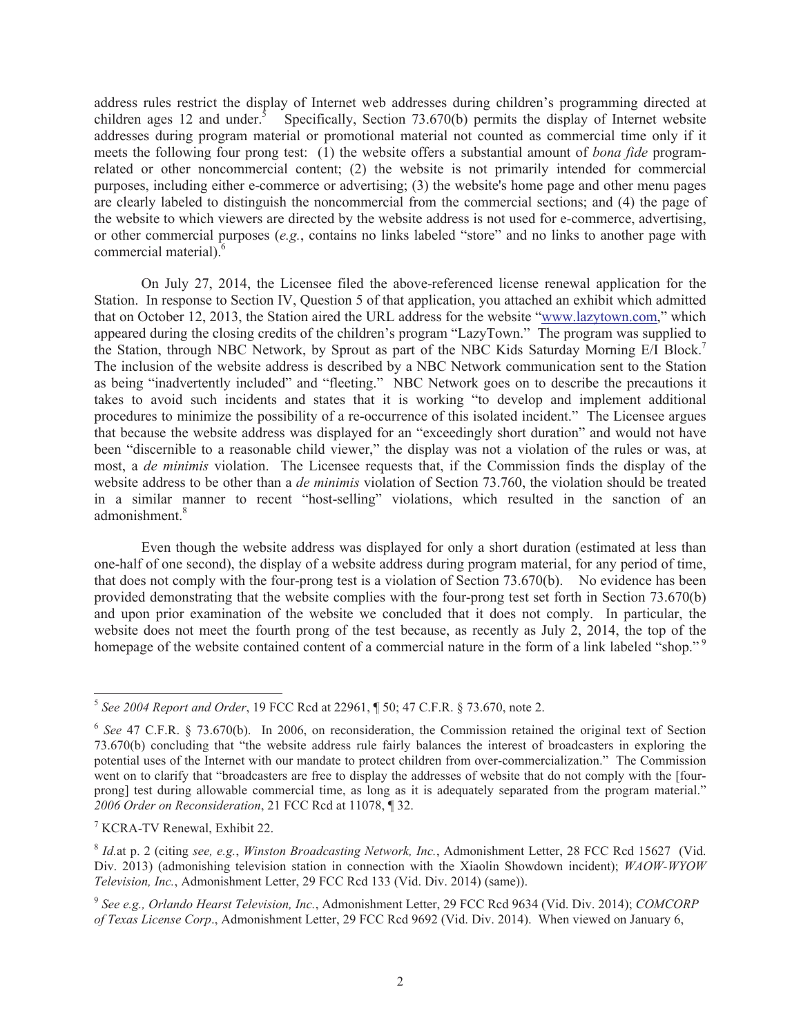address rules restrict the display of Internet web addresses during children's programming directed at children ages 12 and under.[5] Specifically, Section 73.670(b) permits the display of Internet website addresses during program material or promotional material not counted as commercial time only if it meets the following four prong test: (1) the website offers a substantial amount of *bona fide* program-related or other noncommercial content; (2) the website is not primarily intended for commercial purposes, including either e-commerce or advertising; (3) the website's home page and other menu pages are clearly labeled to distinguish the noncommercial from the commercial sections; and (4) the page of the website to which viewers are directed by the website address is not used for e-commerce, advertising, or other commercial purposes (*e.g.*, contains no links labeled "store" and no links to another page with commercial material).[6]

On July 27, 2014, the Licensee filed the above-referenced license renewal application for the Station. In response to Section IV, Question 5 of that application, you attached an exhibit which admitted that on October 12, 2013, the Station aired the URL address for the website "www.lazytown.com," which appeared during the closing credits of the children's program "LazyTown." The program was supplied to the Station, through NBC Network, by Sprout as part of the NBC Kids Saturday Morning E/I Block.[7] The inclusion of the website address is described by a NBC Network communication sent to the Station as being "inadvertently included" and "fleeting." NBC Network goes on to describe the precautions it takes to avoid such incidents and states that it is working "to develop and implement additional procedures to minimize the possibility of a re-occurrence of this isolated incident." The Licensee argues that because the website address was displayed for an "exceedingly short duration" and would not have been "discernible to a reasonable child viewer," the display was not a violation of the rules or was, at most, a *de minimis* violation. The Licensee requests that, if the Commission finds the display of the website address to be other than a *de minimis* violation of Section 73.760, the violation should be treated in a similar manner to recent "host-selling" violations, which resulted in the sanction of an admonishment.[8]

Even though the website address was displayed for only a short duration (estimated at less than one-half of one second), the display of a website address during program material, for any period of time, that does not comply with the four-prong test is a violation of Section 73.670(b). No evidence has been provided demonstrating that the website complies with the four-prong test set forth in Section 73.670(b) and upon prior examination of the website we concluded that it does not comply. In particular, the website does not meet the fourth prong of the test because, as recently as July 2, 2014, the top of the homepage of the website contained content of a commercial nature in the form of a link labeled "shop."[9]

---

[5] *See 2004 Report and Order*, 19 FCC Rcd at 22961, ¶ 50; 47 C.F.R. § 73.670, note 2.

[6] *See* 47 C.F.R. § 73.670(b). In 2006, on reconsideration, the Commission retained the original text of Section 73.670(b) concluding that "the website address rule fairly balances the interest of broadcasters in exploring the potential uses of the Internet with our mandate to protect children from over-commercialization." The Commission went on to clarify that "broadcasters are free to display the addresses of website that do not comply with the [four-prong] test during allowable commercial time, as long as it is adequately separated from the program material." *2006 Order on Reconsideration*, 21 FCC Rcd at 11078, ¶ 32.

[7] KCRA-TV Renewal, Exhibit 22.

[8] *Id.*at p. 2 (citing *see, e.g.*, *Winston Broadcasting Network, Inc.*, Admonishment Letter, 28 FCC Rcd 15627 (Vid. Div. 2013) (admonishing television station in connection with the Xiaolin Showdown incident); *WAOW-WYOW Television, Inc.*, Admonishment Letter, 29 FCC Rcd 133 (Vid. Div. 2014) (same)).

[9] *See e.g., Orlando Hearst Television, Inc.*, Admonishment Letter, 29 FCC Rcd 9634 (Vid. Div. 2014); *COMCORP of Texas License Corp*., Admonishment Letter, 29 FCC Rcd 9692 (Vid. Div. 2014). When viewed on January 6,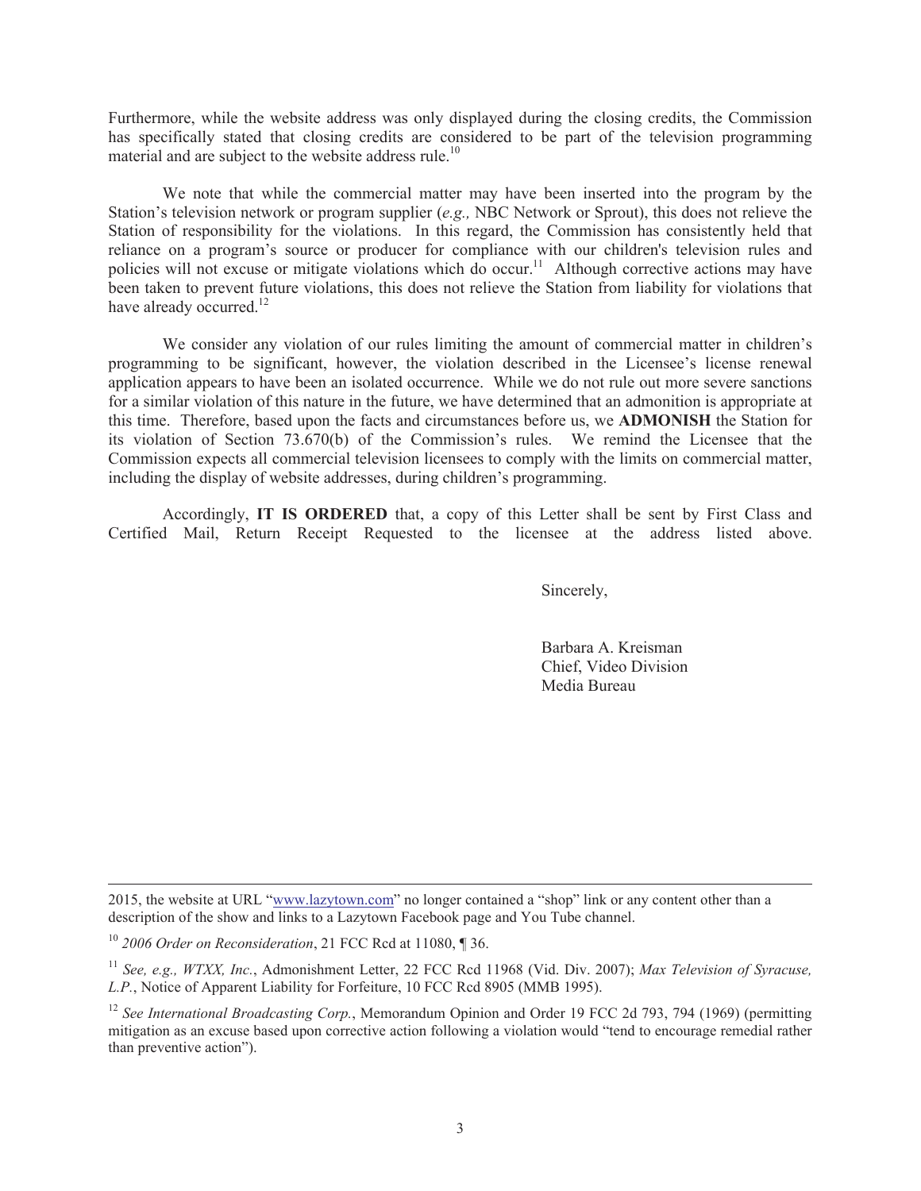Furthermore, while the website address was only displayed during the closing credits, the Commission has specifically stated that closing credits are considered to be part of the television programming material and are subject to the website address rule.[10]

We note that while the commercial matter may have been inserted into the program by the Station's television network or program supplier (*e.g.,* NBC Network or Sprout), this does not relieve the Station of responsibility for the violations. In this regard, the Commission has consistently held that reliance on a program's source or producer for compliance with our children's television rules and policies will not excuse or mitigate violations which do occur.[11] Although corrective actions may have been taken to prevent future violations, this does not relieve the Station from liability for violations that have already occurred.[12]

We consider any violation of our rules limiting the amount of commercial matter in children's programming to be significant, however, the violation described in the Licensee's license renewal application appears to have been an isolated occurrence. While we do not rule out more severe sanctions for a similar violation of this nature in the future, we have determined that an admonition is appropriate at this time. Therefore, based upon the facts and circumstances before us, we **ADMONISH** the Station for its violation of Section 73.670(b) of the Commission's rules. We remind the Licensee that the Commission expects all commercial television licensees to comply with the limits on commercial matter, including the display of website addresses, during children's programming.

Accordingly, **IT IS ORDERED** that, a copy of this Letter shall be sent by First Class and Certified Mail, Return Receipt Requested to the licensee at the address listed above.

Sincerely,

Barbara A. Kreisman
Chief, Video Division
Media Bureau

---

2015, the website at URL "www.lazytown.com" no longer contained a "shop" link or any content other than a description of the show and links to a Lazytown Facebook page and You Tube channel.

[10] *2006 Order on Reconsideration*, 21 FCC Rcd at 11080, ¶ 36.

[11] *See, e.g., WTXX, Inc.*, Admonishment Letter, 22 FCC Rcd 11968 (Vid. Div. 2007); *Max Television of Syracuse, L.P.*, Notice of Apparent Liability for Forfeiture, 10 FCC Rcd 8905 (MMB 1995).

[12] *See International Broadcasting Corp.*, Memorandum Opinion and Order 19 FCC 2d 793, 794 (1969) (permitting mitigation as an excuse based upon corrective action following a violation would "tend to encourage remedial rather than preventive action").